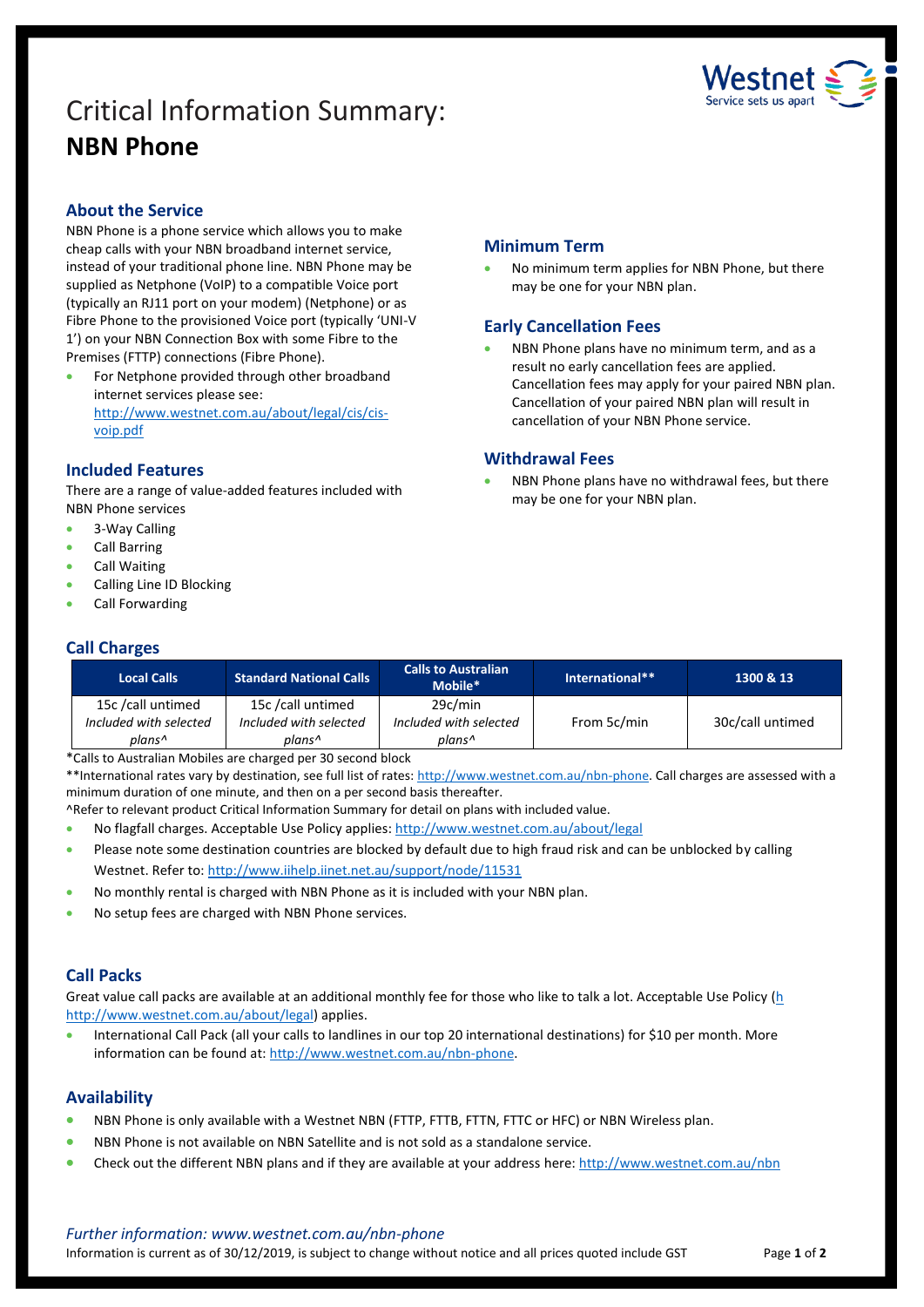# Critical Information Summary: **NBN Phone**

## About the Service

NBN Phone is a phone service which allows you to make cheap calls with your NBN broadband internet service, instead of your traditional phone line. NBN Phone may be supplied as Netphone (VoIP) to a compatible Voice port (typically an RJ11 port on your modem) (Netphone) or as Fibre Phone to the provisioned Voice port (typically 'UNI-V 1') on your NBN Connection Box with some Fibre to the Premises (FTTP) connections (Fibre Phone).

- For Netphone provided through other broadband internet services please see: http://www.westnet.com.au/about/legal/cis/cis-voip.pdf

## Included Features

There are a range of value-added features included with NBN Phone services

- 3-Way Calling
- Call Barring
- Call Waiting
- Calling Line ID Blocking
- Call Forwarding

## Minimum Term

- No minimum term applies for NBN Phone, but there may be one for your NBN plan.

## Early Cancellation Fees

- NBN Phone plans have no minimum term, and as a result no early cancellation fees are applied. Cancellation fees may apply for your paired NBN plan. Cancellation of your paired NBN plan will result in cancellation of your NBN Phone service.

## Withdrawal Fees

- NBN Phone plans have no withdrawal fees, but there may be one for your NBN plan.

## Call Charges

| Local Calls | Standard National Calls | Calls to Australian Mobile* | International** | 1300 & 13 |
|---|---|---|---|---|
| 15c /call untimed *Included with selected plans^* | 15c /call untimed *Included with selected plans^* | 29c/min *Included with selected plans^* | From 5c/min | 30c/call untimed |

*Calls to Australian Mobiles are charged per 30 second block

**International rates vary by destination, see full list of rates: http://www.westnet.com.au/nbn-phone. Call charges are assessed with a minimum duration of one minute, and then on a per second basis thereafter.

^Refer to relevant product Critical Information Summary for detail on plans with included value.

- No flagfall charges. Acceptable Use Policy applies: http://www.westnet.com.au/about/legal
- Please note some destination countries are blocked by default due to high fraud risk and can be unblocked by calling Westnet. Refer to: http://www.iihelp.iinet.net.au/support/node/11531
- No monthly rental is charged with NBN Phone as it is included with your NBN plan.
- No setup fees are charged with NBN Phone services.

## Call Packs

Great value call packs are available at an additional monthly fee for those who like to talk a lot. Acceptable Use Policy (h http://www.westnet.com.au/about/legal) applies.

- International Call Pack (all your calls to landlines in our top 20 international destinations) for $10 per month. More information can be found at: http://www.westnet.com.au/nbn-phone.

## Availability

- NBN Phone is only available with a Westnet NBN (FTTP, FTTB, FTTN, FTTC or HFC) or NBN Wireless plan.
- NBN Phone is not available on NBN Satellite and is not sold as a standalone service.
- Check out the different NBN plans and if they are available at your address here: http://www.westnet.com.au/nbn

*Further information: www.westnet.com.au/nbn-phone*

Information is current as of 30/12/2019, is subject to change without notice and all prices quoted include GST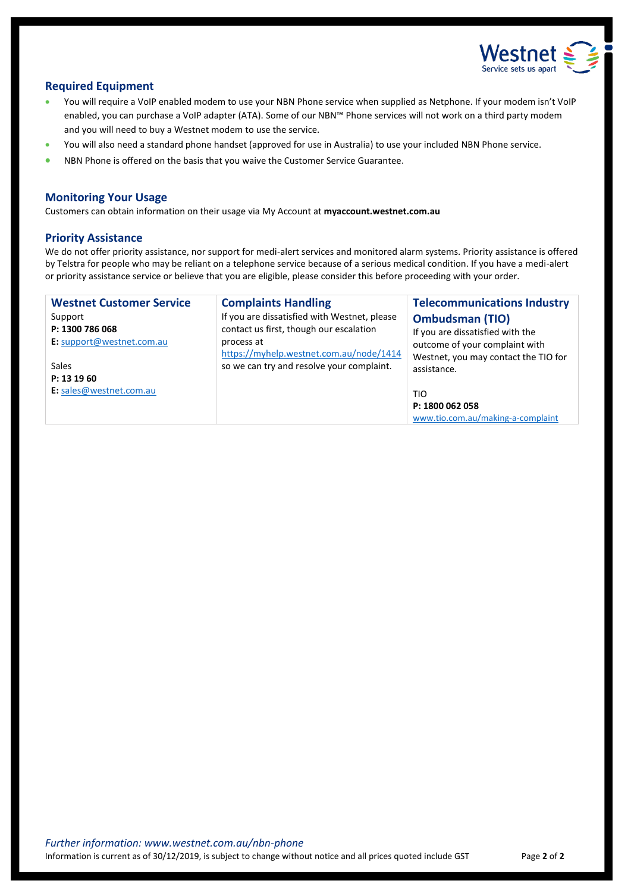## Required Equipment

- You will require a VoIP enabled modem to use your NBN Phone service when supplied as Netphone. If your modem isn't VoIP enabled, you can purchase a VoIP adapter (ATA). Some of our NBN™ Phone services will not work on a third party modem and you will need to buy a Westnet modem to use the service.
- You will also need a standard phone handset (approved for use in Australia) to use your included NBN Phone service.
- NBN Phone is offered on the basis that you waive the Customer Service Guarantee.

## Monitoring Your Usage

Customers can obtain information on their usage via My Account at **myaccount.westnet.com.au**

## Priority Assistance

We do not offer priority assistance, nor support for medi-alert services and monitored alarm systems. Priority assistance is offered by Telstra for people who may be reliant on a telephone service because of a serious medical condition. If you have a medi-alert or priority assistance service or believe that you are eligible, please consider this before proceeding with your order.

| Westnet Customer Service | Complaints Handling | Telecommunications Industry Ombudsman (TIO) |
|---|---|---|
| Support<br>**P: 1300 786 068**<br>**E:** support@westnet.com.au<br><br>Sales<br>**P: 13 19 60**<br>**E:** sales@westnet.com.au | If you are dissatisfied with Westnet, please contact us first, though our escalation process at https://myhelp.westnet.com.au/node/1414 so we can try and resolve your complaint. | If you are dissatisfied with the outcome of your complaint with Westnet, you may contact the TIO for assistance.<br><br>TIO<br>**P: 1800 062 058**<br>www.tio.com.au/making-a-complaint |

*Further information: www.westnet.com.au/nbn-phone*

Information is current as of 30/12/2019, is subject to change without notice and all prices quoted include GST